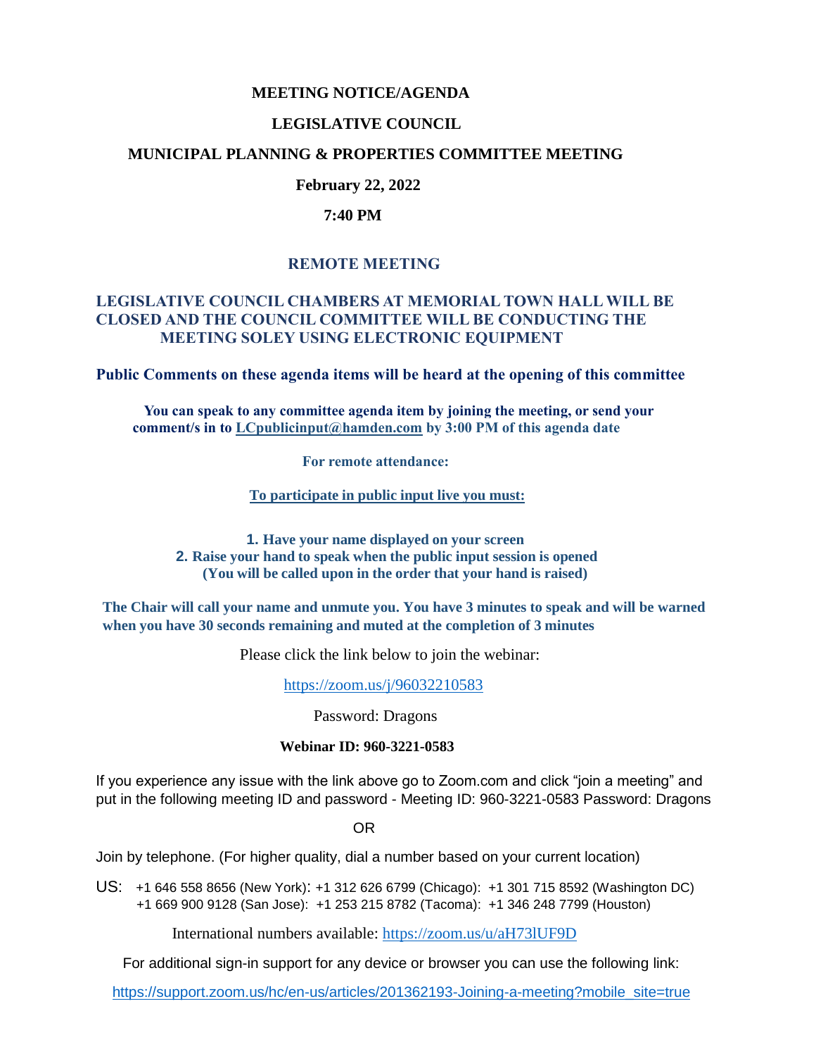# MEETING NOTICE/AGENDA

## LEGISLATIVE COUNCIL

## MUNICIPAL PLANNING & PROPERTIES COMMITTEE MEETING

**February 22, 2022**

**7:40 PM**

## REMOTE MEETING

**LEGISLATIVE COUNCIL CHAMBERS AT MEMORIAL TOWN HALL WILL BE CLOSED AND THE COUNCIL COMMITTEE WILL BE CONDUCTING THE MEETING SOLEY USING ELECTRONIC EQUIPMENT**

**Public Comments on these agenda items will be heard at the opening of this committee**

**You can speak to any committee agenda item by joining the meeting, or send your comment/s in to [LCpublicinput@hamden.com](mailto:LCpublicinput@hamden.com) by 3:00 PM of this agenda date**

**For remote attendance:**

**To participate in public input live you must:**

1. **Have your name displayed on your screen**
2. **Raise your hand to speak when the public input session is opened (You will be called upon in the order that your hand is raised)**

**The Chair will call your name and unmute you. You have 3 minutes to speak and will be warned when you have 30 seconds remaining and muted at the completion of 3 minutes**

Please click the link below to join the webinar:

https://zoom.us/j/96032210583

Password: Dragons

**Webinar ID: 960-3221-0583**

If you experience any issue with the link above go to Zoom.com and click "join a meeting" and put in the following meeting ID and password - Meeting ID: 960-3221-0583 Password: Dragons

OR

Join by telephone. (For higher quality, dial a number based on your current location)

US: +1 646 558 8656 (New York): +1 312 626 6799 (Chicago): +1 301 715 8592 (Washington DC) +1 669 900 9128 (San Jose): +1 253 215 8782 (Tacoma): +1 346 248 7799 (Houston)

International numbers available: https://zoom.us/u/aH73lUF9D

For additional sign-in support for any device or browser you can use the following link:

https://support.zoom.us/hc/en-us/articles/201362193-Joining-a-meeting?mobile_site=true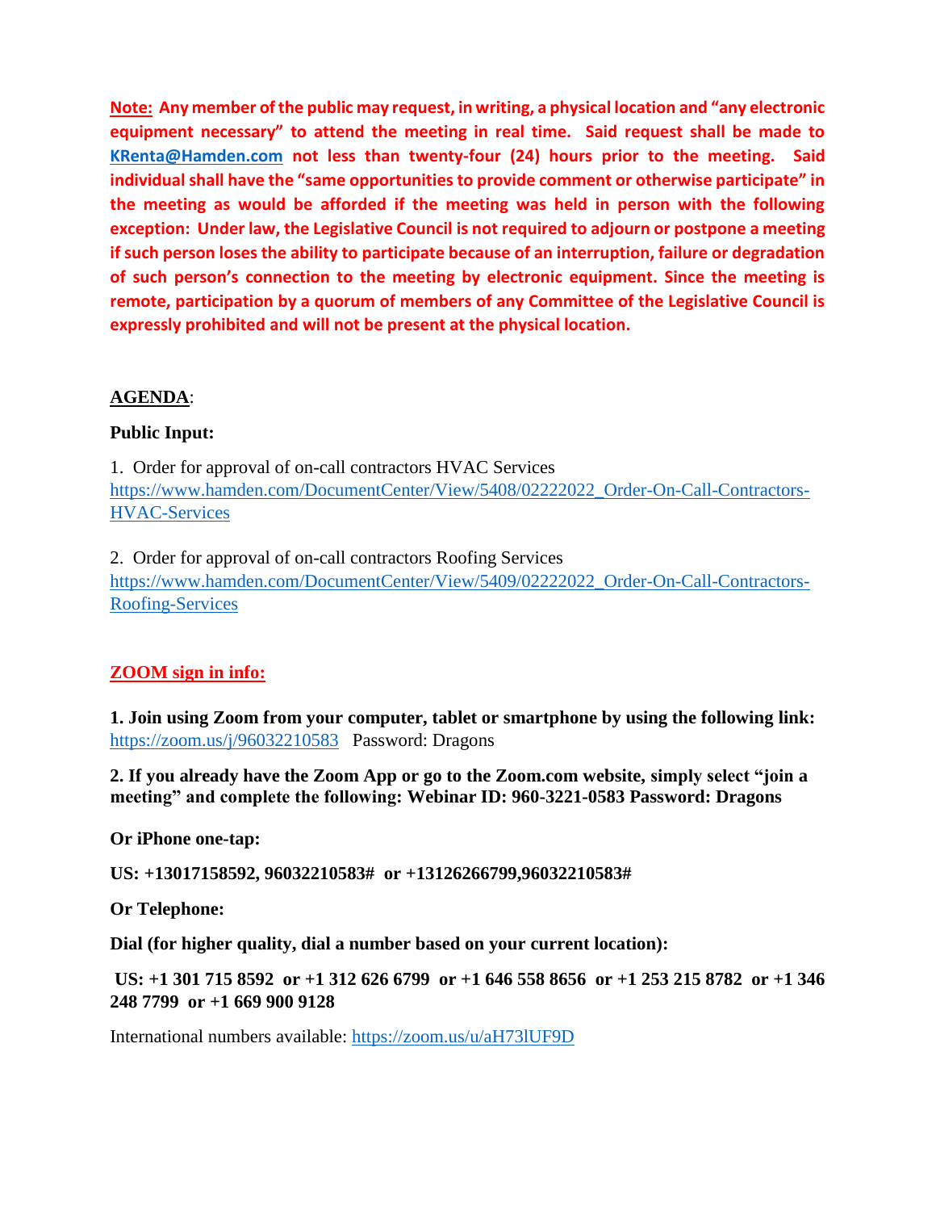**Note: Any member of the public may request, in writing, a physical location and "any electronic equipment necessary" to attend the meeting in real time. Said request shall be made to KRenta@Hamden.com not less than twenty-four (24) hours prior to the meeting. Said individual shall have the "same opportunities to provide comment or otherwise participate" in the meeting as would be afforded if the meeting was held in person with the following exception: Under law, the Legislative Council is not required to adjourn or postpone a meeting if such person loses the ability to participate because of an interruption, failure or degradation of such person's connection to the meeting by electronic equipment. Since the meeting is remote, participation by a quorum of members of any Committee of the Legislative Council is expressly prohibited and will not be present at the physical location.**

**AGENDA**:

**Public Input:**

1. Order for approval of on-call contractors HVAC Services
https://www.hamden.com/DocumentCenter/View/5408/02222022_Order-On-Call-Contractors-HVAC-Services

2. Order for approval of on-call contractors Roofing Services
https://www.hamden.com/DocumentCenter/View/5409/02222022_Order-On-Call-Contractors-Roofing-Services

**ZOOM sign in info:**

**1. Join using Zoom from your computer, tablet or smartphone by using the following link:** https://zoom.us/j/96032210583 Password: Dragons

**2. If you already have the Zoom App or go to the Zoom.com website, simply select "join a meeting" and complete the following: Webinar ID: 960-3221-0583 Password: Dragons**

**Or iPhone one-tap:**

**US: +13017158592, 96032210583# or +13126266799,96032210583#**

**Or Telephone:**

**Dial (for higher quality, dial a number based on your current location):**

**US: +1 301 715 8592 or +1 312 626 6799 or +1 646 558 8656 or +1 253 215 8782 or +1 346 248 7799 or +1 669 900 9128**

International numbers available: https://zoom.us/u/aH73lUF9D